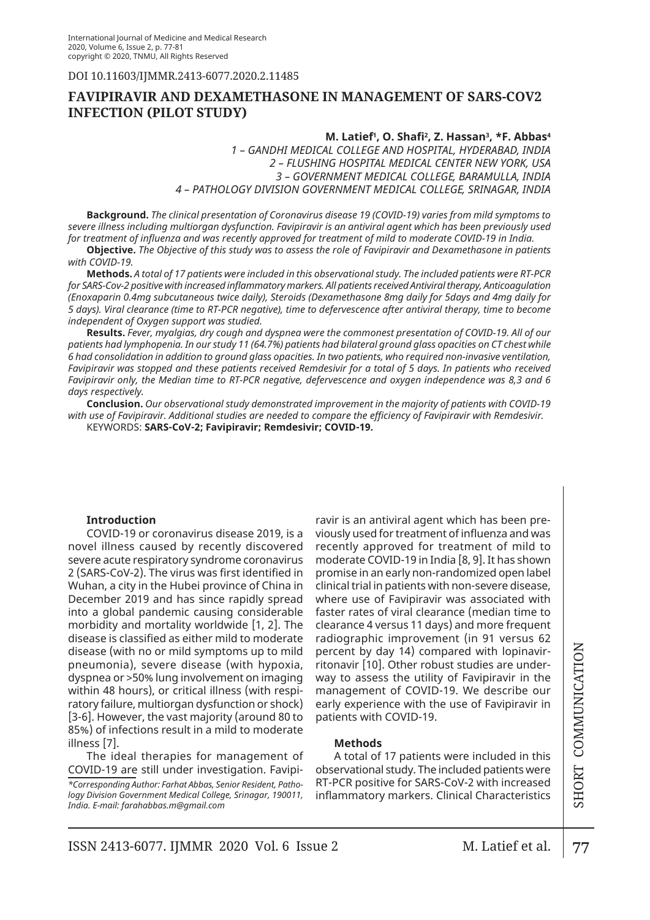DOI 10.11603/IJMMR.2413-6077.2020.2.11485

# FAVIPIRAVIR AND DEXAMETHASONE IN MANAGEMENT OF SARS-COV2 INFECTION (PILOT STUDY)

**M. Latief[1], O. Shafi[2], Z. Hassan[3], *F. Abbas[4]**

1 – GANDHI MEDICAL COLLEGE AND HOSPITAL, HYDERABAD, INDIA
2 – FLUSHING HOSPITAL MEDICAL CENTER NEW YORK, USA
3 – GOVERNMENT MEDICAL COLLEGE, BARAMULLA, INDIA
4 – PATHOLOGY DIVISION GOVERNMENT MEDICAL COLLEGE, SRINAGAR, INDIA

**Background.** *The clinical presentation of Coronavirus disease 19 (COVID-19) varies from mild symptoms to severe illness including multiorgan dysfunction. Favipiravir is an antiviral agent which has been previously used for treatment of influenza and was recently approved for treatment of mild to moderate COVID-19 in India.*

**Objective.** *The Objective of this study was to assess the role of Favipiravir and Dexamethasone in patients with COVID-19.*

**Methods.** *A total of 17 patients were included in this observational study. The included patients were RT-PCR for SARS-Cov-2 positive with increased inflammatory markers. All patients received Antiviral therapy, Anticoagulation (Enoxaparin 0.4mg subcutaneous twice daily), Steroids (Dexamethasone 8mg daily for 5days and 4mg daily for 5 days). Viral clearance (time to RT-PCR negative), time to defervescence after antiviral therapy, time to become independent of Oxygen support was studied.*

**Results.** *Fever, myalgias, dry cough and dyspnea were the commonest presentation of COVID-19. All of our patients had lymphopenia. In our study 11 (64.7%) patients had bilateral ground glass opacities on CT chest while 6 had consolidation in addition to ground glass opacities. In two patients, who required non-invasive ventilation, Favipiravir was stopped and these patients received Remdesivir for a total of 5 days. In patients who received Favipiravir only, the Median time to RT-PCR negative, defervescence and oxygen independence was 8,3 and 6 days respectively.*

**Conclusion.** *Our observational study demonstrated improvement in the majority of patients with COVID-19 with use of Favipiravir. Additional studies are needed to compare the efficiency of Favipiravir with Remdesivir.*

KEYWORDS: **SARS-CoV-2; Favipiravir; Remdesivir; COVID-19.**

## Introduction

COVID-19 or coronavirus disease 2019, is a novel illness caused by recently discovered severe acute respiratory syndrome coronavirus 2 (SARS-CoV-2). The virus was first identified in Wuhan, a city in the Hubei province of China in December 2019 and has since rapidly spread into a global pandemic causing considerable morbidity and mortality worldwide [1, 2]. The disease is classified as either mild to moderate disease (with no or mild symptoms up to mild pneumonia), severe disease (with hypoxia, dyspnea or >50% lung involvement on imaging within 48 hours), or critical illness (with respiratory failure, multiorgan dysfunction or shock) [3-6]. However, the vast majority (around 80 to 85%) of infections result in a mild to moderate illness [7].

The ideal therapies for management of COVID-19 are still under investigation. Favipiravir is an antiviral agent which has been previously used for treatment of influenza and was recently approved for treatment of mild to moderate COVID-19 in India [8, 9]. It has shown promise in an early non-randomized open label clinical trial in patients with non-severe disease, where use of Favipiravir was associated with faster rates of viral clearance (median time to clearance 4 versus 11 days) and more frequent radiographic improvement (in 91 versus 62 percent by day 14) compared with lopinavir-ritonavir [10]. Other robust studies are underway to assess the utility of Favipiravir in the management of COVID-19. We describe our early experience with the use of Favipiravir in patients with COVID-19.

## Methods

A total of 17 patients were included in this observational study. The included patients were RT-PCR positive for SARS-CoV-2 with increased inflammatory markers. Clinical Characteristics

*\*Corresponding Author: Farhat Abbas, Senior Resident, Pathology Division Government Medical College, Srinagar, 190011, India. E-mail: farahabbas.m@gmail.com*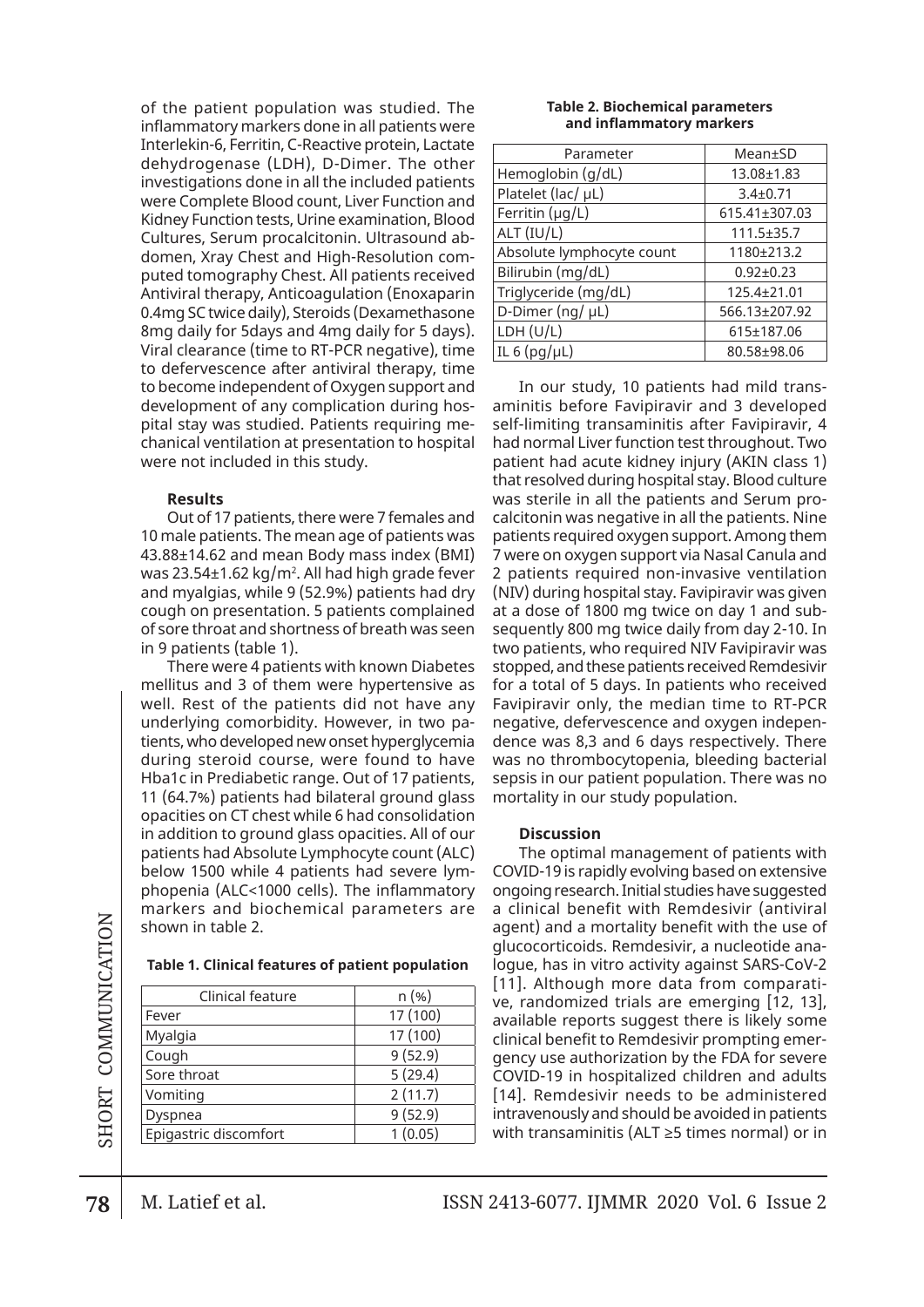of the patient population was studied. The inflammatory markers done in all patients were Interlekin-6, Ferritin, C-Reactive protein, Lactate dehydrogenase (LDH), D-Dimer. The other investigations done in all the included patients were Complete Blood count, Liver Function and Kidney Function tests, Urine examination, Blood Cultures, Serum procalcitonin. Ultrasound abdomen, Xray Chest and High-Resolution computed tomography Chest. All patients received Antiviral therapy, Anticoagulation (Enoxaparin 0.4mg SC twice daily), Steroids (Dexamethasone 8mg daily for 5days and 4mg daily for 5 days). Viral clearance (time to RT-PCR negative), time to defervescence after antiviral therapy, time to become independent of Oxygen support and development of any complication during hospital stay was studied. Patients requiring mechanical ventilation at presentation to hospital were not included in this study.

### Results

Out of 17 patients, there were 7 females and 10 male patients. The mean age of patients was 43.88±14.62 and mean Body mass index (BMI) was 23.54±1.62 kg/m$^2$. All had high grade fever and myalgias, while 9 (52.9%) patients had dry cough on presentation. 5 patients complained of sore throat and shortness of breath was seen in 9 patients (table 1).

There were 4 patients with known Diabetes mellitus and 3 of them were hypertensive as well. Rest of the patients did not have any underlying comorbidity. However, in two patients, who developed new onset hyperglycemia during steroid course, were found to have Hba1c in Prediabetic range. Out of 17 patients, 11 (64.7%) patients had bilateral ground glass opacities on CT chest while 6 had consolidation in addition to ground glass opacities. All of our patients had Absolute Lymphocyte count (ALC) below 1500 while 4 patients had severe lymphopenia (ALC<1000 cells). The inflammatory markers and biochemical parameters are shown in table 2.

**Table 1. Clinical features of patient population**

| Clinical feature | n (%) |
|---|---|
| Fever | 17 (100) |
| Myalgia | 17 (100) |
| Cough | 9 (52.9) |
| Sore throat | 5 (29.4) |
| Vomiting | 2 (11.7) |
| Dyspnea | 9 (52.9) |
| Epigastric discomfort | 1 (0.05) |

**Table 2. Biochemical parameters and inflammatory markers**

| Parameter | Mean±SD |
|---|---|
| Hemoglobin (g/dL) | 13.08±1.83 |
| Platelet (lac/ µL) | 3.4±0.71 |
| Ferritin (µg/L) | 615.41±307.03 |
| ALT (IU/L) | 111.5±35.7 |
| Absolute lymphocyte count | 1180±213.2 |
| Bilirubin (mg/dL) | 0.92±0.23 |
| Triglyceride (mg/dL) | 125.4±21.01 |
| D-Dimer (ng/ µL) | 566.13±207.92 |
| LDH (U/L) | 615±187.06 |
| IL 6 (pg/µL) | 80.58±98.06 |

In our study, 10 patients had mild transaminitis before Favipiravir and 3 developed self-limiting transaminitis after Favipiravir, 4 had normal Liver function test throughout. Two patient had acute kidney injury (AKIN class 1) that resolved during hospital stay. Blood culture was sterile in all the patients and Serum procalcitonin was negative in all the patients. Nine patients required oxygen support. Among them 7 were on oxygen support via Nasal Canula and 2 patients required non-invasive ventilation (NIV) during hospital stay. Favipiravir was given at a dose of 1800 mg twice on day 1 and subsequently 800 mg twice daily from day 2-10. In two patients, who required NIV Favipiravir was stopped, and these patients received Remdesivir for a total of 5 days. In patients who received Favipiravir only, the median time to RT-PCR negative, defervescence and oxygen independence was 8,3 and 6 days respectively. There was no thrombocytopenia, bleeding bacterial sepsis in our patient population. There was no mortality in our study population.

### Discussion

The optimal management of patients with COVID-19 is rapidly evolving based on extensive ongoing research. Initial studies have suggested a clinical benefit with Remdesivir (antiviral agent) and a mortality benefit with the use of glucocorticoids. Remdesivir, a nucleotide analogue, has in vitro activity against SARS-CoV-2 [11]. Although more data from comparative, randomized trials are emerging [12, 13], available reports suggest there is likely some clinical benefit to Remdesivir prompting emergency use authorization by the FDA for severe COVID-19 in hospitalized children and adults [14]. Remdesivir needs to be administered intravenously and should be avoided in patients with transaminitis (ALT ≥5 times normal) or in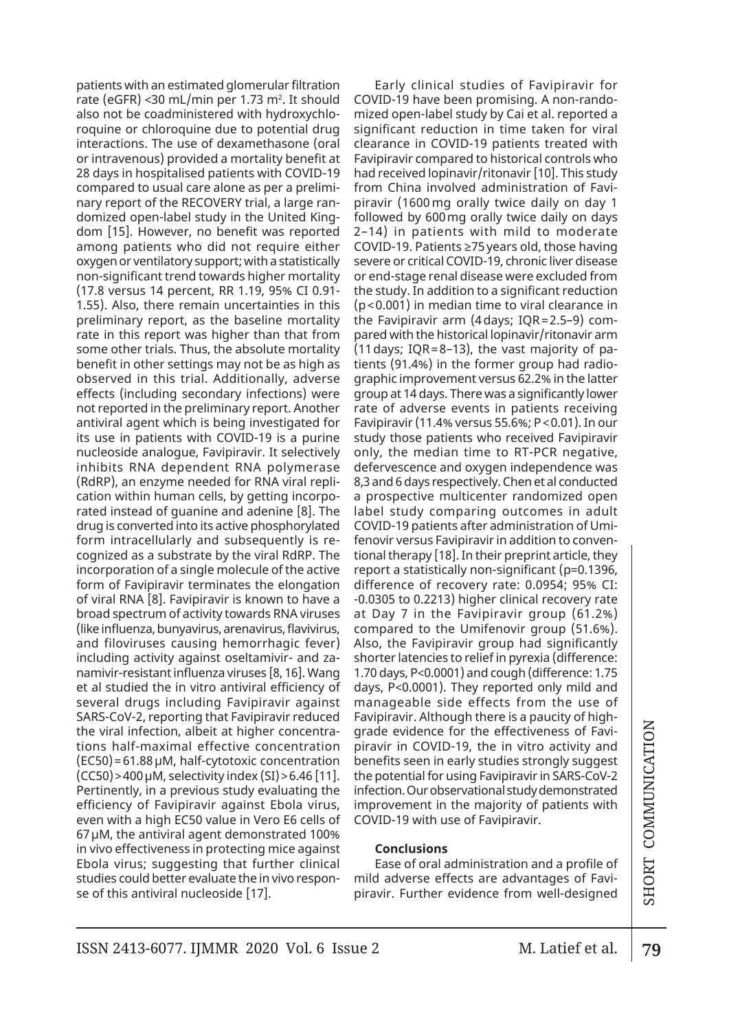patients with an estimated glomerular filtration rate (eGFR) <30 mL/min per 1.73 $m^2$. It should also not be coadministered with hydroxychloroquine or chloroquine due to potential drug interactions. The use of dexamethasone (oral or intravenous) provided a mortality benefit at 28 days in hospitalised patients with COVID-19 compared to usual care alone as per a preliminary report of the RECOVERY trial, a large randomized open-label study in the United Kingdom [15]. However, no benefit was reported among patients who did not require either oxygen or ventilatory support; with a statistically non-significant trend towards higher mortality (17.8 versus 14 percent, RR 1.19, 95% CI 0.91-1.55). Also, there remain uncertainties in this preliminary report, as the baseline mortality rate in this report was higher than that from some other trials. Thus, the absolute mortality benefit in other settings may not be as high as observed in this trial. Additionally, adverse effects (including secondary infections) were not reported in the preliminary report. Another antiviral agent which is being investigated for its use in patients with COVID-19 is a purine nucleoside analogue, Favipiravir. It selectively inhibits RNA dependent RNA polymerase (RdRP), an enzyme needed for RNA viral replication within human cells, by getting incorporated instead of guanine and adenine [8]. The drug is converted into its active phosphorylated form intracellularly and subsequently is recognized as a substrate by the viral RdRP. The incorporation of a single molecule of the active form of Favipiravir terminates the elongation of viral RNA [8]. Favipiravir is known to have a broad spectrum of activity towards RNA viruses (like influenza, bunyavirus, arenavirus, flavivirus, and filoviruses causing hemorrhagic fever) including activity against oseltamivir- and zanamivir-resistant influenza viruses [8, 16]. Wang et al studied the in vitro antiviral efficiency of several drugs including Favipiravir against SARS-CoV-2, reporting that Favipiravir reduced the viral infection, albeit at higher concentrations half-maximal effective concentration ($EC_{50}$) = 61.88 μM, half-cytotoxic concentration ($CC_{50}$) > 400 μM, selectivity index (SI) > 6.46 [11]. Pertinently, in a previous study evaluating the efficiency of Favipiravir against Ebola virus, even with a high $EC_{50}$ value in Vero E6 cells of 67 μM, the antiviral agent demonstrated 100% in vivo effectiveness in protecting mice against Ebola virus; suggesting that further clinical studies could better evaluate the in vivo response of this antiviral nucleoside [17].

Early clinical studies of Favipiravir for COVID-19 have been promising. A non-randomized open-label study by Cai et al. reported a significant reduction in time taken for viral clearance in COVID-19 patients treated with Favipiravir compared to historical controls who had received lopinavir/ritonavir [10]. This study from China involved administration of Favipiravir (1600 mg orally twice daily on day 1 followed by 600 mg orally twice daily on days 2–14) in patients with mild to moderate COVID-19. Patients ≥75 years old, those having severe or critical COVID-19, chronic liver disease or end-stage renal disease were excluded from the study. In addition to a significant reduction ($p < 0.001$) in median time to viral clearance in the Favipiravir arm (4 days; IQR = 2.5–9) compared with the historical lopinavir/ritonavir arm (11 days; IQR = 8–13), the vast majority of patients (91.4%) in the former group had radiographic improvement versus 62.2% in the latter group at 14 days. There was a significantly lower rate of adverse events in patients receiving Favipiravir (11.4% versus 55.6%; $P < 0.01$). In our study those patients who received Favipiravir only, the median time to RT-PCR negative, defervescence and oxygen independence was 8,3 and 6 days respectively. Chen et al conducted a prospective multicenter randomized open label study comparing outcomes in adult COVID-19 patients after administration of Umifenovir versus Favipiravir in addition to conventional therapy [18]. In their preprint article, they report a statistically non-significant ($p = 0.1396$, difference of recovery rate: 0.0954; 95% CI: -0.0305 to 0.2213) higher clinical recovery rate at Day 7 in the Favipiravir group (61.2%) compared to the Umifenovir group (51.6%). Also, the Favipiravir group had significantly shorter latencies to relief in pyrexia (difference: 1.70 days, $P < 0.0001$) and cough (difference: 1.75 days, $P < 0.0001$). They reported only mild and manageable side effects from the use of Favipiravir. Although there is a paucity of high-grade evidence for the effectiveness of Favipiravir in COVID-19, the in vitro activity and benefits seen in early studies strongly suggest the potential for using Favipiravir in SARS-CoV-2 infection. Our observational study demonstrated improvement in the majority of patients with COVID-19 with use of Favipiravir.

**Conclusions**

Ease of oral administration and a profile of mild adverse effects are advantages of Favipiravir. Further evidence from well-designed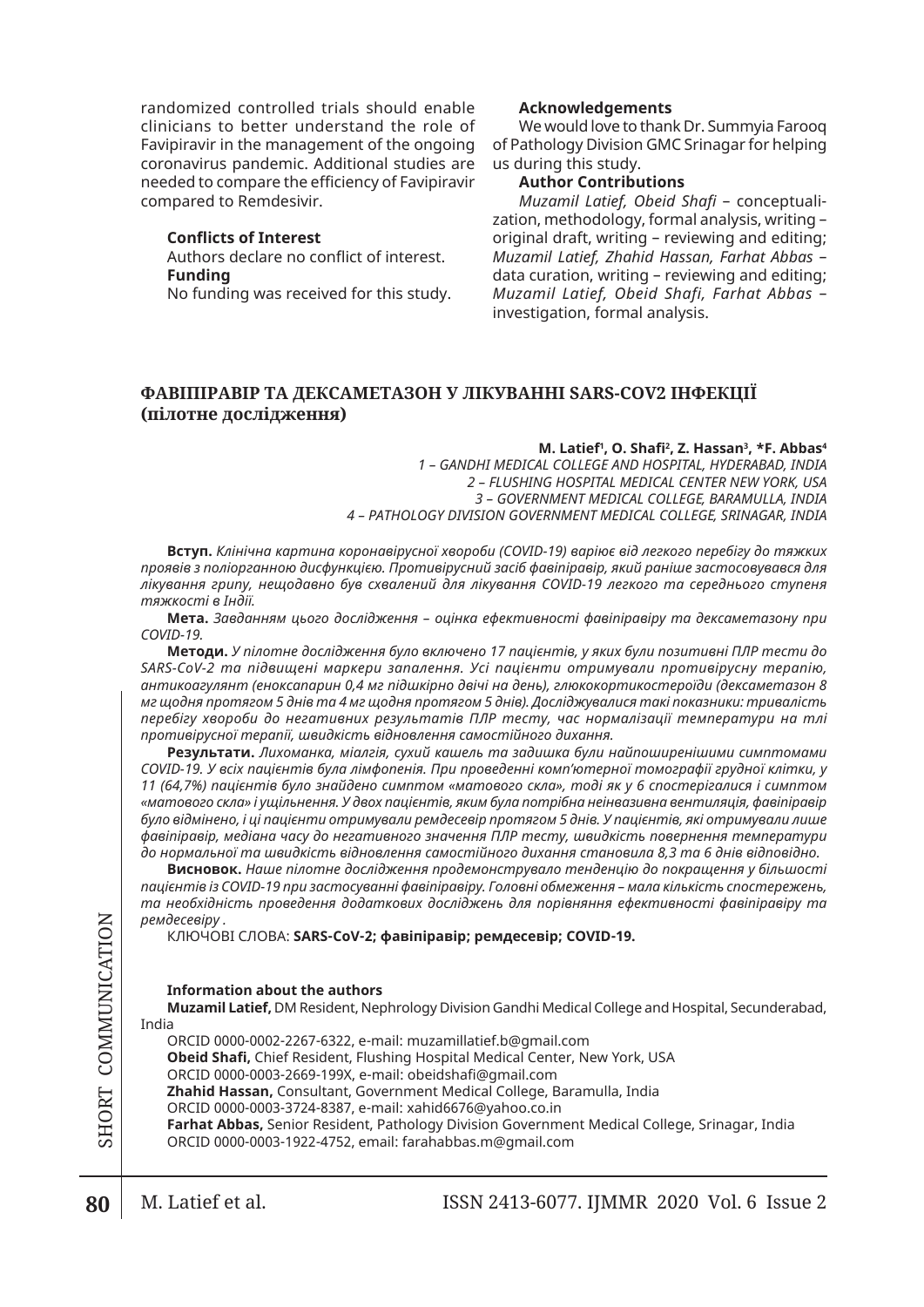randomized controlled trials should enable clinicians to better understand the role of Favipiravir in the management of the ongoing coronavirus pandemic. Additional studies are needed to compare the efficiency of Favipiravir compared to Remdesivir.

**Conflicts of Interest**

Authors declare no conflict of interest.

**Funding**

No funding was received for this study.

**Acknowledgements**

We would love to thank Dr. Summyia Farooq of Pathology Division GMC Srinagar for helping us during this study.

**Author Contributions**

*Muzamil Latief, Obeid Shafi* – conceptualization, methodology, formal analysis, writing – original draft, writing – reviewing and editing; *Muzamil Latief, Zhahid Hassan, Farhat Abbas* – data curation, writing – reviewing and editing; *Muzamil Latief, Obeid Shafi, Farhat Abbas* – investigation, formal analysis.

## ФАВІПІРАВІР ТА ДЕКСАМЕТАЗОН У ЛІКУВАННІ SARS-COV2 ІНФЕКЦІЇ (пілотне дослідження)

**M. Latief[1], O. Shafi[2], Z. Hassan[3], \*F. Abbas[4]**

*1 – GANDHI MEDICAL COLLEGE AND HOSPITAL, HYDERABAD, INDIA*
*2 – FLUSHING HOSPITAL MEDICAL CENTER NEW YORK, USA*
*3 – GOVERNMENT MEDICAL COLLEGE, BARAMULLA, INDIA*
*4 – PATHOLOGY DIVISION GOVERNMENT MEDICAL COLLEGE, SRINAGAR, INDIA*

**Вступ.** *Клінічна картина коронавірусної хвороби (COVID-19) варіює від легкого перебігу до тяжких проявів з поліорганною дисфункцією. Противірусний засіб фавіпіравір, який раніше застосовувався для лікування грипу, нещодавно був схвалений для лікування COVID-19 легкого та середнього ступеня тяжкості в Індії.*

**Мета.** *Завданням цього дослідження – оцінка ефективності фавіпіравіру та дексаметазону при COVID-19.*

**Методи.** *У пілотне дослідження було включено 17 пацієнтів, у яких були позитивні ПЛР тести до SARS-CoV-2 та підвищені маркери запалення. Усі пацієнти отримували противірусну терапію, антикоагулянт (еноксапарин 0,4 мг підшкірно двічі на день), глюкокортикостероїди (дексаметазон 8 мг щодня протягом 5 днів та 4 мг щодня протягом 5 днів). Досліджувалися такі показники: тривалість перебігу хвороби до негативних результатів ПЛР тесту, час нормалізації температури на тлі противірусної терапії, швидкість відновлення самостійного дихання.*

**Результати.** *Лихоманка, міалгія, сухий кашель та задишка були найпоширенішими симптомами COVID-19. У всіх пацієнтів була лімфопенія. При проведенні комп'ютерної томографії грудної клітки, у 11 (64,7%) пацієнтів було знайдено симптом «матового скла», тоді як у 6 спостерігалися і симптом «матового скла» і ущільнення. У двох пацієнтів, яким була потрібна неінвазивна вентиляція, фавіпіравір було відмінено, і ці пацієнти отримували ремдесевір протягом 5 днів. У пацієнтів, які отримували лише фавіпіравір, медіана часу до негативного значення ПЛР тесту, швидкість повернення температури до нормальної та швидкість відновлення самостійного дихання становила 8,3 та 6 днів відповідно.*

**Висновок.** *Наше пілотне дослідження продемонструвало тенденцію до покращення у більшості пацієнтів із COVID-19 при застосуванні фавіпіравіру. Головні обмеження – мала кількість спостережень, та необхідність проведення додаткових досліджень для порівняння ефективності фавіпіравіру та ремдесевіру .*

КЛЮЧОВІ СЛОВА: **SARS-CoV-2; фавіпіравір; ремдесевір; COVID-19.**

**Information about the authors**

**Muzamil Latief,** DM Resident, Nephrology Division Gandhi Medical College and Hospital, Secunderabad, India
ORCID 0000-0002-2267-6322, e-mail: muzamillatief.b@gmail.com

**Obeid Shafi,** Chief Resident, Flushing Hospital Medical Center, New York, USA
ORCID 0000-0003-2669-199X, e-mail: obeidshafi@gmail.com

**Zhahid Hassan,** Consultant, Government Medical College, Baramulla, India
ORCID 0000-0003-3724-8387, e-mail: xahid6676@yahoo.co.in

**Farhat Abbas,** Senior Resident, Pathology Division Government Medical College, Srinagar, India
ORCID 0000-0003-1922-4752, email: farahabbas.m@gmail.com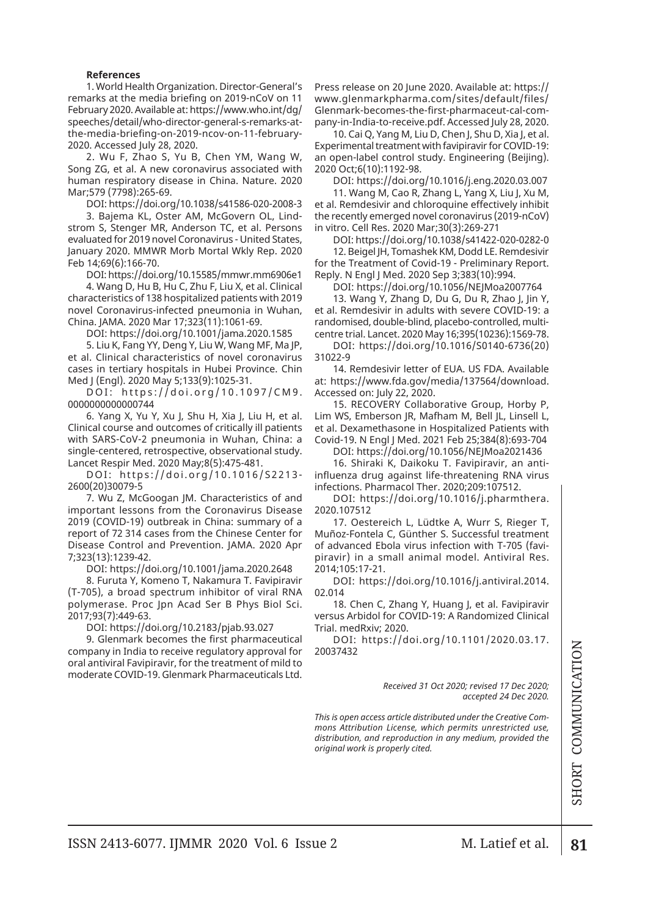**References**

1. World Health Organization. Director-General's remarks at the media briefing on 2019-nCoV on 11 February 2020. Available at: https://www.who.int/dg/speeches/detail/who-director-general-s-remarks-at-the-media-briefing-on-2019-ncov-on-11-february-2020. Accessed July 28, 2020.

2. Wu F, Zhao S, Yu B, Chen YM, Wang W, Song ZG, et al. A new coronavirus associated with human respiratory disease in China. Nature. 2020 Mar;579 (7798):265-69.

DOI: https://doi.org/10.1038/s41586-020-2008-3

3. Bajema KL, Oster AM, McGovern OL, Lindstrom S, Stenger MR, Anderson TC, et al. Persons evaluated for 2019 novel Coronavirus - United States, January 2020. MMWR Morb Mortal Wkly Rep. 2020 Feb 14;69(6):166-70.

DOI: https://doi.org/10.15585/mmwr.mm6906e1

4. Wang D, Hu B, Hu C, Zhu F, Liu X, et al. Clinical characteristics of 138 hospitalized patients with 2019 novel Coronavirus-infected pneumonia in Wuhan, China. JAMA. 2020 Mar 17;323(11):1061-69.

DOI: https://doi.org/10.1001/jama.2020.1585

5. Liu K, Fang YY, Deng Y, Liu W, Wang MF, Ma JP, et al. Clinical characteristics of novel coronavirus cases in tertiary hospitals in Hubei Province. Chin Med J (Engl). 2020 May 5;133(9):1025-31.

DOI: https://doi.org/10.1097/CM9.0000000000000744

6. Yang X, Yu Y, Xu J, Shu H, Xia J, Liu H, et al. Clinical course and outcomes of critically ill patients with SARS-CoV-2 pneumonia in Wuhan, China: a single-centered, retrospective, observational study. Lancet Respir Med. 2020 May;8(5):475-481.

DOI: https://doi.org/10.1016/S2213-2600(20)30079-5

7. Wu Z, McGoogan JM. Characteristics of and important lessons from the Coronavirus Disease 2019 (COVID-19) outbreak in China: summary of a report of 72 314 cases from the Chinese Center for Disease Control and Prevention. JAMA. 2020 Apr 7;323(13):1239-42.

DOI: https://doi.org/10.1001/jama.2020.2648

8. Furuta Y, Komeno T, Nakamura T. Favipiravir (T-705), a broad spectrum inhibitor of viral RNA polymerase. Proc Jpn Acad Ser B Phys Biol Sci. 2017;93(7):449-63.

DOI: https://doi.org/10.2183/pjab.93.027

9. Glenmark becomes the first pharmaceutical company in India to receive regulatory approval for oral antiviral Favipiravir, for the treatment of mild to moderate COVID-19. Glenmark Pharmaceuticals Ltd. Press release on 20 June 2020. Available at: https://www.glenmarkpharma.com/sites/default/files/Glenmark-becomes-the-first-pharmaceut-cal-company-in-India-to-receive.pdf. Accessed July 28, 2020.

10. Cai Q, Yang M, Liu D, Chen J, Shu D, Xia J, et al. Experimental treatment with favipiravir for COVID-19: an open-label control study. Engineering (Beijing). 2020 Oct;6(10):1192-98.

DOI: https://doi.org/10.1016/j.eng.2020.03.007

11. Wang M, Cao R, Zhang L, Yang X, Liu J, Xu M, et al. Remdesivir and chloroquine effectively inhibit the recently emerged novel coronavirus (2019-nCoV) in vitro. Cell Res. 2020 Mar;30(3):269-271

DOI: https://doi.org/10.1038/s41422-020-0282-0

12. Beigel JH, Tomashek KM, Dodd LE. Remdesivir for the Treatment of Covid-19 - Preliminary Report. Reply. N Engl J Med. 2020 Sep 3;383(10):994.

DOI: https://doi.org/10.1056/NEJMoa2007764

13. Wang Y, Zhang D, Du G, Du R, Zhao J, Jin Y, et al. Remdesivir in adults with severe COVID-19: a randomised, double-blind, placebo-controlled, multicentre trial. Lancet. 2020 May 16;395(10236):1569-78.

DOI: https://doi.org/10.1016/S0140-6736(20)31022-9

14. Remdesivir letter of EUA. US FDA. Available at: https://www.fda.gov/media/137564/download. Accessed on: July 22, 2020.

15. RECOVERY Collaborative Group, Horby P, Lim WS, Emberson JR, Mafham M, Bell JL, Linsell L, et al. Dexamethasone in Hospitalized Patients with Covid-19. N Engl J Med. 2021 Feb 25;384(8):693-704

DOI: https://doi.org/10.1056/NEJMoa2021436

16. Shiraki K, Daikoku T. Favipiravir, an anti-influenza drug against life-threatening RNA virus infections. Pharmacol Ther. 2020;209:107512.

DOI: https://doi.org/10.1016/j.pharmthera.2020.107512

17. Oestereich L, Lüdtke A, Wurr S, Rieger T, Muñoz-Fontela C, Günther S. Successful treatment of advanced Ebola virus infection with T-705 (favipiravir) in a small animal model. Antiviral Res. 2014;105:17-21.

DOI: https://doi.org/10.1016/j.antiviral.2014.02.014

18. Chen C, Zhang Y, Huang J, et al. Favipiravir versus Arbidol for COVID-19: A Randomized Clinical Trial. medRxiv; 2020.

DOI: https://doi.org/10.1101/2020.03.17.20037432

*Received 31 Oct 2020; revised 17 Dec 2020; accepted 24 Dec 2020.*

*This is open access article distributed under the Creative Commons Attribution License, which permits unrestricted use, distribution, and reproduction in any medium, provided the original work is properly cited.*